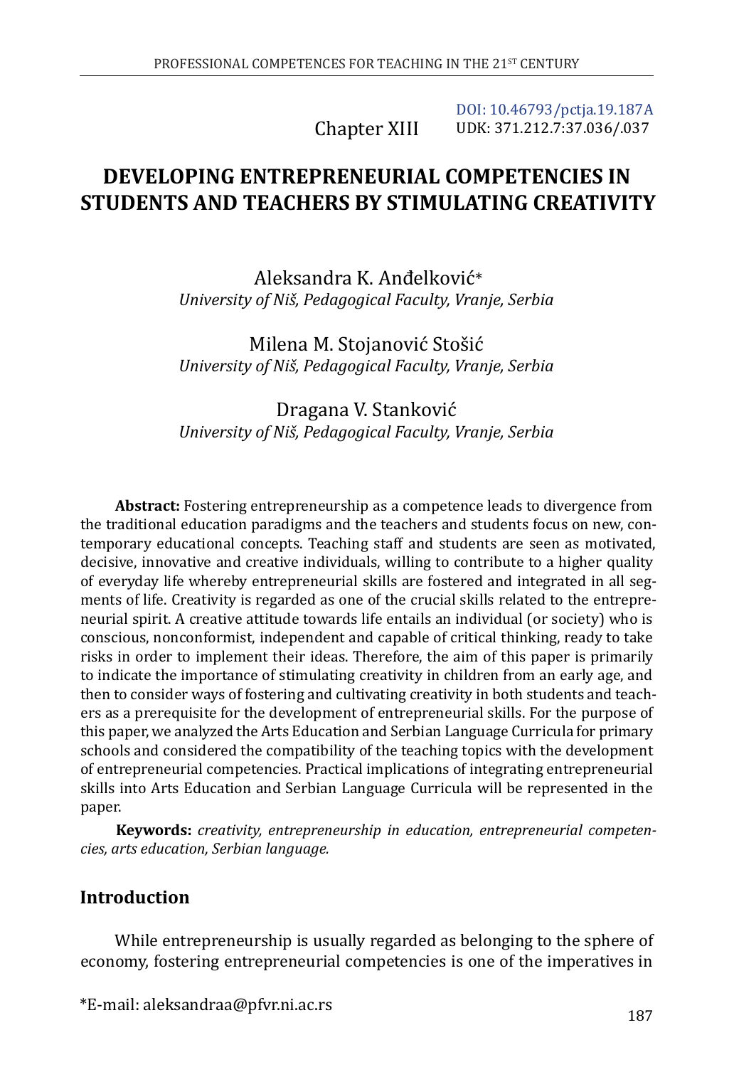DOI: 10.46793/pctja.19.187A
UDK: 371.212.7:37.036/.037

Chapter XIII

# DEVELOPING ENTREPRENEURIAL COMPETENCIES IN STUDENTS AND TEACHERS BY STIMULATING CREATIVITY

Aleksandra K. Anđelković*
*University of Niš, Pedagogical Faculty, Vranje, Serbia*

Milena M. Stojanović Stošić
*University of Niš, Pedagogical Faculty, Vranje, Serbia*

Dragana V. Stanković
*University of Niš, Pedagogical Faculty, Vranje, Serbia*

**Abstract:** Fostering entrepreneurship as a competence leads to divergence from the traditional education paradigms and the teachers and students focus on new, contemporary educational concepts. Teaching staff and students are seen as motivated, decisive, innovative and creative individuals, willing to contribute to a higher quality of everyday life whereby entrepreneurial skills are fostered and integrated in all segments of life. Creativity is regarded as one of the crucial skills related to the entrepreneurial spirit. A creative attitude towards life entails an individual (or society) who is conscious, nonconformist, independent and capable of critical thinking, ready to take risks in order to implement their ideas. Therefore, the aim of this paper is primarily to indicate the importance of stimulating creativity in children from an early age, and then to consider ways of fostering and cultivating creativity in both students and teachers as a prerequisite for the development of entrepreneurial skills. For the purpose of this paper, we analyzed the Arts Education and Serbian Language Curricula for primary schools and considered the compatibility of the teaching topics with the development of entrepreneurial competencies. Practical implications of integrating entrepreneurial skills into Arts Education and Serbian Language Curricula will be represented in the paper.

**Keywords:** *creativity, entrepreneurship in education, entrepreneurial competencies, arts education, Serbian language.*

## Introduction

While entrepreneurship is usually regarded as belonging to the sphere of economy, fostering entrepreneurial competencies is one of the imperatives in

*E-mail: aleksandraa@pfvr.ni.ac.rs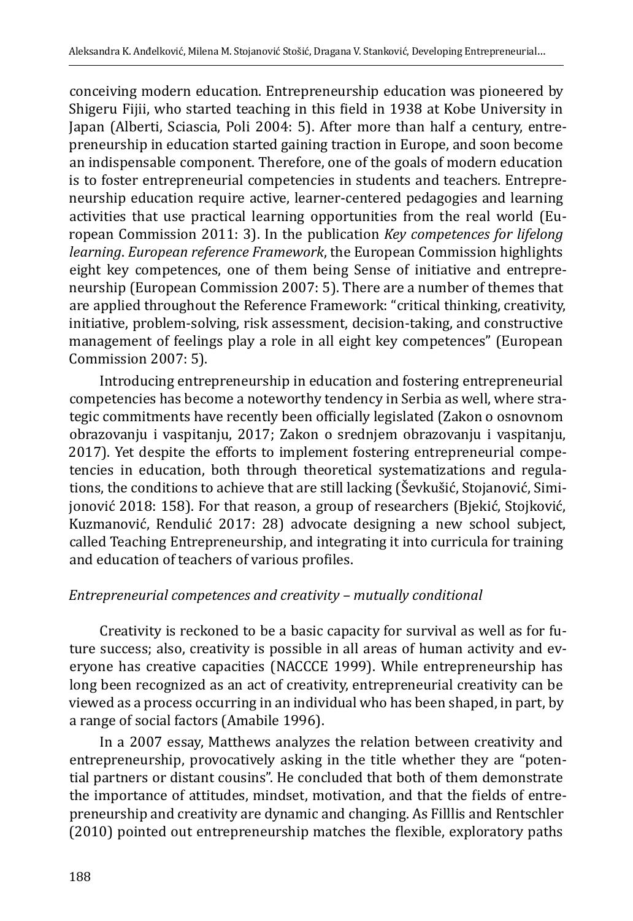conceiving modern education. Entrepreneurship education was pioneered by Shigeru Fijii, who started teaching in this field in 1938 at Kobe University in Japan (Alberti, Sciascia, Poli 2004: 5). After more than half a century, entrepreneurship in education started gaining traction in Europe, and soon become an indispensable component. Therefore, one of the goals of modern education is to foster entrepreneurial competencies in students and teachers. Entrepreneurship education require active, learner-centered pedagogies and learning activities that use practical learning opportunities from the real world (European Commission 2011: 3). In the publication *Key competences for lifelong learning*. *European reference Framework*, the European Commission highlights eight key competences, one of them being Sense of initiative and entrepreneurship (European Commission 2007: 5). There are a number of themes that are applied throughout the Reference Framework: "critical thinking, creativity, initiative, problem-solving, risk assessment, decision-taking, and constructive management of feelings play a role in all eight key competences" (European Commission 2007: 5).

Introducing entrepreneurship in education and fostering entrepreneurial competencies has become a noteworthy tendency in Serbia as well, where strategic commitments have recently been officially legislated (Zakon o osnovnom obrazovanju i vaspitanju, 2017; Zakon o srednjem obrazovanju i vaspitanju, 2017). Yet despite the efforts to implement fostering entrepreneurial competencies in education, both through theoretical systematizations and regulations, the conditions to achieve that are still lacking (Ševkušić, Stojanović, Simijonović 2018: 158). For that reason, a group of researchers (Bjekić, Stojković, Kuzmanović, Rendulić 2017: 28) advocate designing a new school subject, called Teaching Entrepreneurship, and integrating it into curricula for training and education of teachers of various profiles.

*Entrepreneurial competences and creativity – mutually conditional*

Creativity is reckoned to be a basic capacity for survival as well as for future success; also, creativity is possible in all areas of human activity and everyone has creative capacities (NACCCE 1999). While entrepreneurship has long been recognized as an act of creativity, entrepreneurial creativity can be viewed as a process occurring in an individual who has been shaped, in part, by a range of social factors (Amabile 1996).

In a 2007 essay, Matthews analyzes the relation between creativity and entrepreneurship, provocatively asking in the title whether they are "potential partners or distant cousins". He concluded that both of them demonstrate the importance of attitudes, mindset, motivation, and that the fields of entrepreneurship and creativity are dynamic and changing. As Filllis and Rentschler (2010) pointed out entrepreneurship matches the flexible, exploratory paths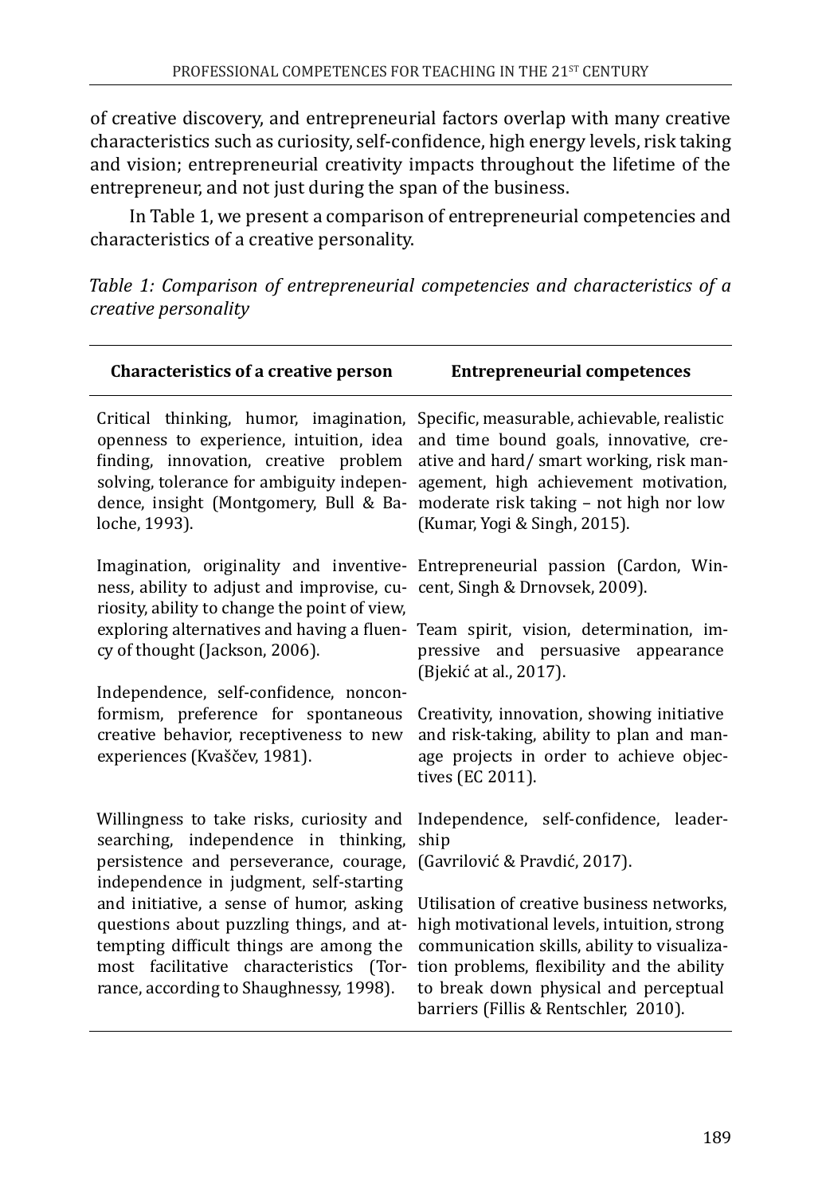of creative discovery, and entrepreneurial factors overlap with many creative characteristics such as curiosity, self-confidence, high energy levels, risk taking and vision; entrepreneurial creativity impacts throughout the lifetime of the entrepreneur, and not just during the span of the business.

In Table 1, we present a comparison of entrepreneurial competencies and characteristics of a creative personality.

*Table 1: Comparison of entrepreneurial competencies and characteristics of a creative personality*

| Characteristics of a creative person | Entrepreneurial competences |
|---|---|
| Critical thinking, humor, imagination, openness to experience, intuition, idea finding, innovation, creative problem solving, tolerance for ambiguity independence, insight (Montgomery, Bull & Baloche, 1993). | Specific, measurable, achievable, realistic and time bound goals, innovative, creative and hard/ smart working, risk management, high achievement motivation, moderate risk taking – not high nor low (Kumar, Yogi & Singh, 2015). |
| Imagination, originality and inventiveness, ability to adjust and improvise, curiosity, ability to change the point of view, exploring alternatives and having a fluency of thought (Jackson, 2006). | Entrepreneurial passion (Cardon, Wincent, Singh & Drnovsek, 2009). Team spirit, vision, determination, impressive and persuasive appearance (Bjekić at al., 2017). |
| Independence, self-confidence, nonconformism, preference for spontaneous creative behavior, receptiveness to new experiences (Kvaščev, 1981). | Creativity, innovation, showing initiative and risk-taking, ability to plan and manage projects in order to achieve objectives (EC 2011). |
| Willingness to take risks, curiosity and searching, independence in thinking, persistence and perseverance, courage, independence in judgment, self-starting and initiative, a sense of humor, asking questions about puzzling things, and attempting difficult things are among the most facilitative characteristics (Torrance, according to Shaughnessy, 1998). | Independence, self-confidence, leadership (Gavrilović & Pravdić, 2017). Utilisation of creative business networks, high motivational levels, intuition, strong communication skills, ability to visualization problems, flexibility and the ability to break down physical and perceptual barriers (Fillis & Rentschler, 2010). |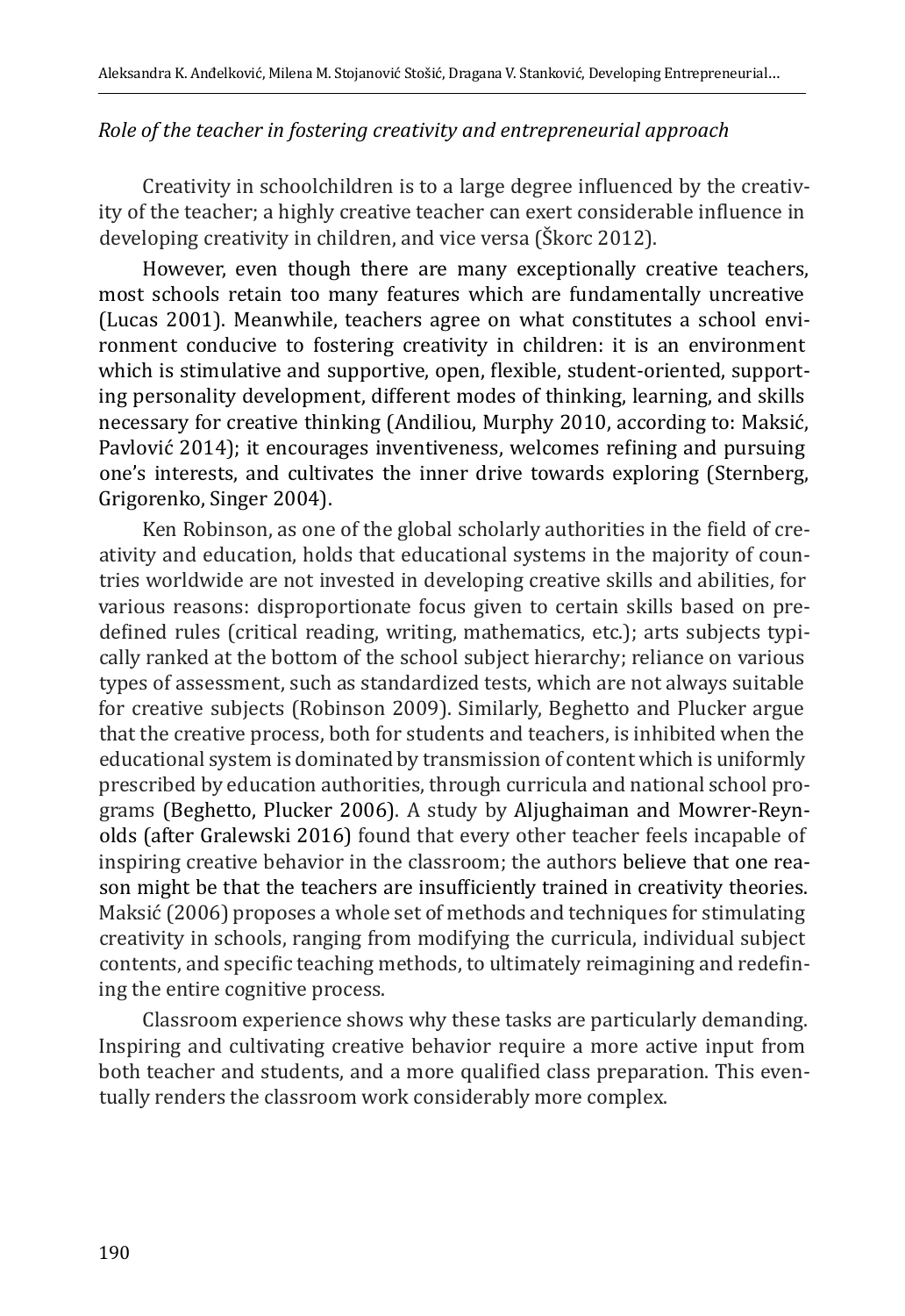*Role of the teacher in fostering creativity and entrepreneurial approach*

Creativity in schoolchildren is to a large degree influenced by the creativity of the teacher; a highly creative teacher can exert considerable influence in developing creativity in children, and vice versa (Škorc 2012).

However, even though there are many exceptionally creative teachers, most schools retain too many features which are fundamentally uncreative (Lucas 2001). Meanwhile, teachers agree on what constitutes a school environment conducive to fostering creativity in children: it is an environment which is stimulative and supportive, open, flexible, student-oriented, supporting personality development, different modes of thinking, learning, and skills necessary for creative thinking (Andiliou, Murphy 2010, according to: Maksić, Pavlović 2014); it encourages inventiveness, welcomes refining and pursuing one's interests, and cultivates the inner drive towards exploring (Sternberg, Grigorenko, Singer 2004).

Ken Robinson, as one of the global scholarly authorities in the field of creativity and education, holds that educational systems in the majority of countries worldwide are not invested in developing creative skills and abilities, for various reasons: disproportionate focus given to certain skills based on predefined rules (critical reading, writing, mathematics, etc.); arts subjects typically ranked at the bottom of the school subject hierarchy; reliance on various types of assessment, such as standardized tests, which are not always suitable for creative subjects (Robinson 2009). Similarly, Beghetto and Plucker argue that the creative process, both for students and teachers, is inhibited when the educational system is dominated by transmission of content which is uniformly prescribed by education authorities, through curricula and national school programs (Beghetto, Plucker 2006). A study by Aljughaiman and Mowrer-Reynolds (after Gralewski 2016) found that every other teacher feels incapable of inspiring creative behavior in the classroom; the authors believe that one reason might be that the teachers are insufficiently trained in creativity theories. Maksić (2006) proposes a whole set of methods and techniques for stimulating creativity in schools, ranging from modifying the curricula, individual subject contents, and specific teaching methods, to ultimately reimagining and redefining the entire cognitive process.

Classroom experience shows why these tasks are particularly demanding. Inspiring and cultivating creative behavior require a more active input from both teacher and students, and a more qualified class preparation. This eventually renders the classroom work considerably more complex.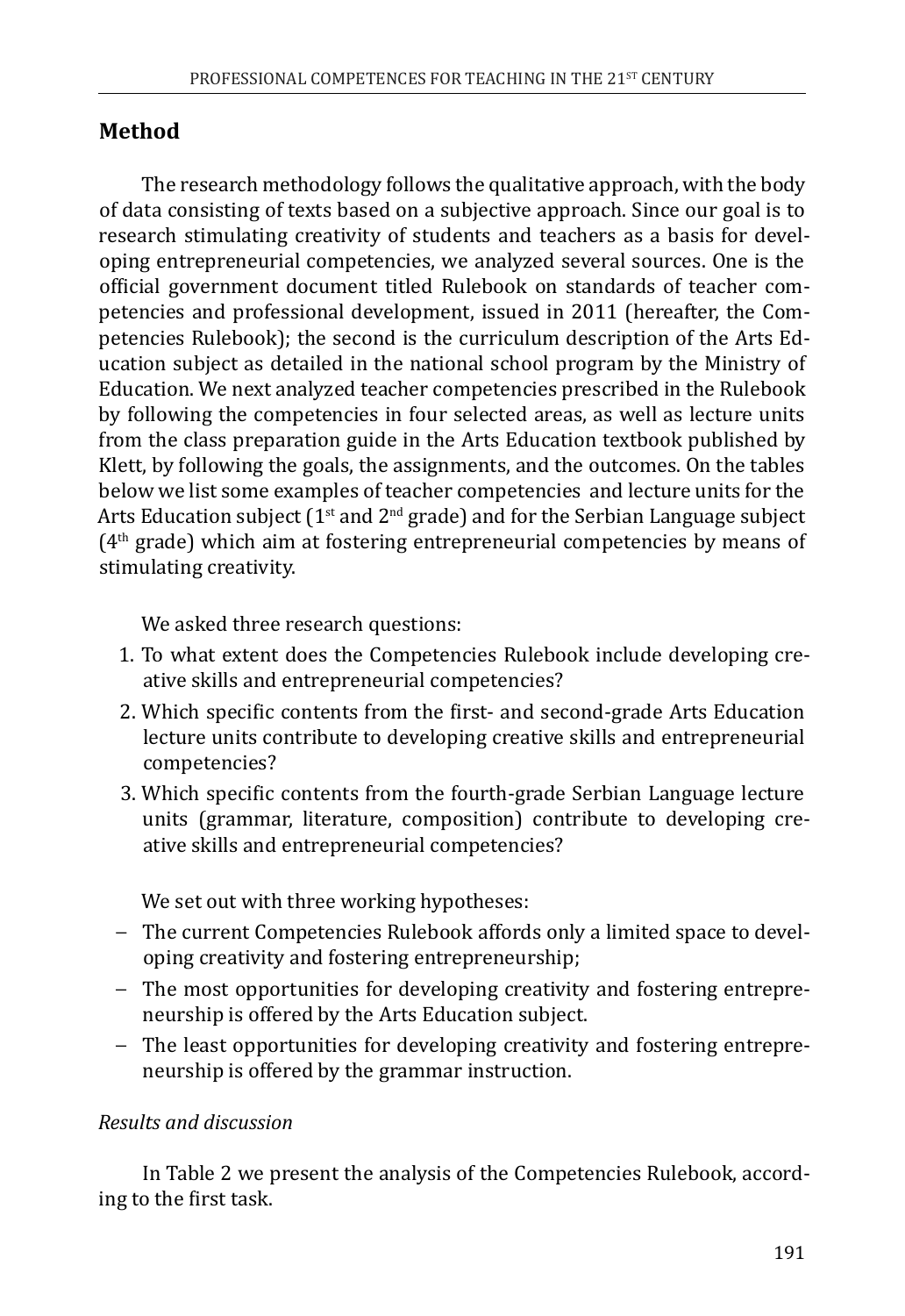## Method

The research methodology follows the qualitative approach, with the body of data consisting of texts based on a subjective approach. Since our goal is to research stimulating creativity of students and teachers as a basis for developing entrepreneurial competencies, we analyzed several sources. One is the official government document titled Rulebook on standards of teacher competencies and professional development, issued in 2011 (hereafter, the Competencies Rulebook); the second is the curriculum description of the Arts Education subject as detailed in the national school program by the Ministry of Education. We next analyzed teacher competencies prescribed in the Rulebook by following the competencies in four selected areas, as well as lecture units from the class preparation guide in the Arts Education textbook published by Klett, by following the goals, the assignments, and the outcomes. On the tables below we list some examples of teacher competencies and lecture units for the Arts Education subject (1st and 2nd grade) and for the Serbian Language subject (4th grade) which aim at fostering entrepreneurial competencies by means of stimulating creativity.

We asked three research questions:

1. To what extent does the Competencies Rulebook include developing creative skills and entrepreneurial competencies?
2. Which specific contents from the first- and second-grade Arts Education lecture units contribute to developing creative skills and entrepreneurial competencies?
3. Which specific contents from the fourth-grade Serbian Language lecture units (grammar, literature, composition) contribute to developing creative skills and entrepreneurial competencies?

We set out with three working hypotheses:

- The current Competencies Rulebook affords only a limited space to developing creativity and fostering entrepreneurship;
- The most opportunities for developing creativity and fostering entrepreneurship is offered by the Arts Education subject.
- The least opportunities for developing creativity and fostering entrepreneurship is offered by the grammar instruction.

*Results and discussion*

In Table 2 we present the analysis of the Competencies Rulebook, according to the first task.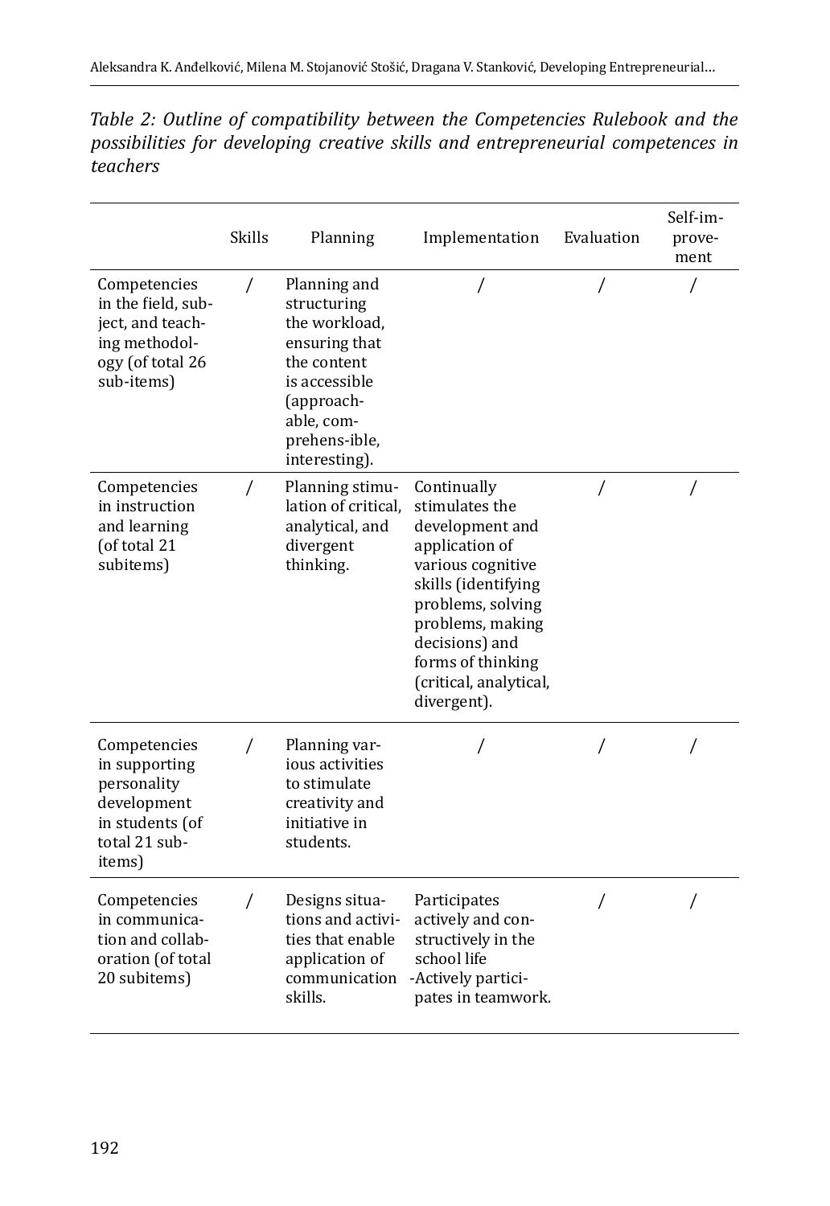*Table 2: Outline of compatibility between the Competencies Rulebook and the possibilities for developing creative skills and entrepreneurial competences in teachers*

| | Skills | Planning | Implementation | Evaluation | Self-improvement |
|---|---|---|---|---|---|
| Competencies in the field, subject, and teaching methodology (of total 26 sub-items) | / | Planning and structuring the workload, ensuring that the content is accessible (approachable, comprehens-ible, interesting). | / | / | / |
| Competencies in instruction and learning (of total 21 subitems) | / | Planning stimulation of critical, analytical, and divergent thinking. | Continually stimulates the development and application of various cognitive skills (identifying problems, solving problems, making decisions) and forms of thinking (critical, analytical, divergent). | / | / |
| Competencies in supporting personality development in students (of total 21 sub-items) | / | Planning various activities to stimulate creativity and initiative in students. | / | / | / |
| Competencies in communication and collaboration (of total 20 subitems) | / | Designs situations and activities that enable application of communication skills. | Participates actively and constructively in the school life -Actively participates in teamwork. | / | / |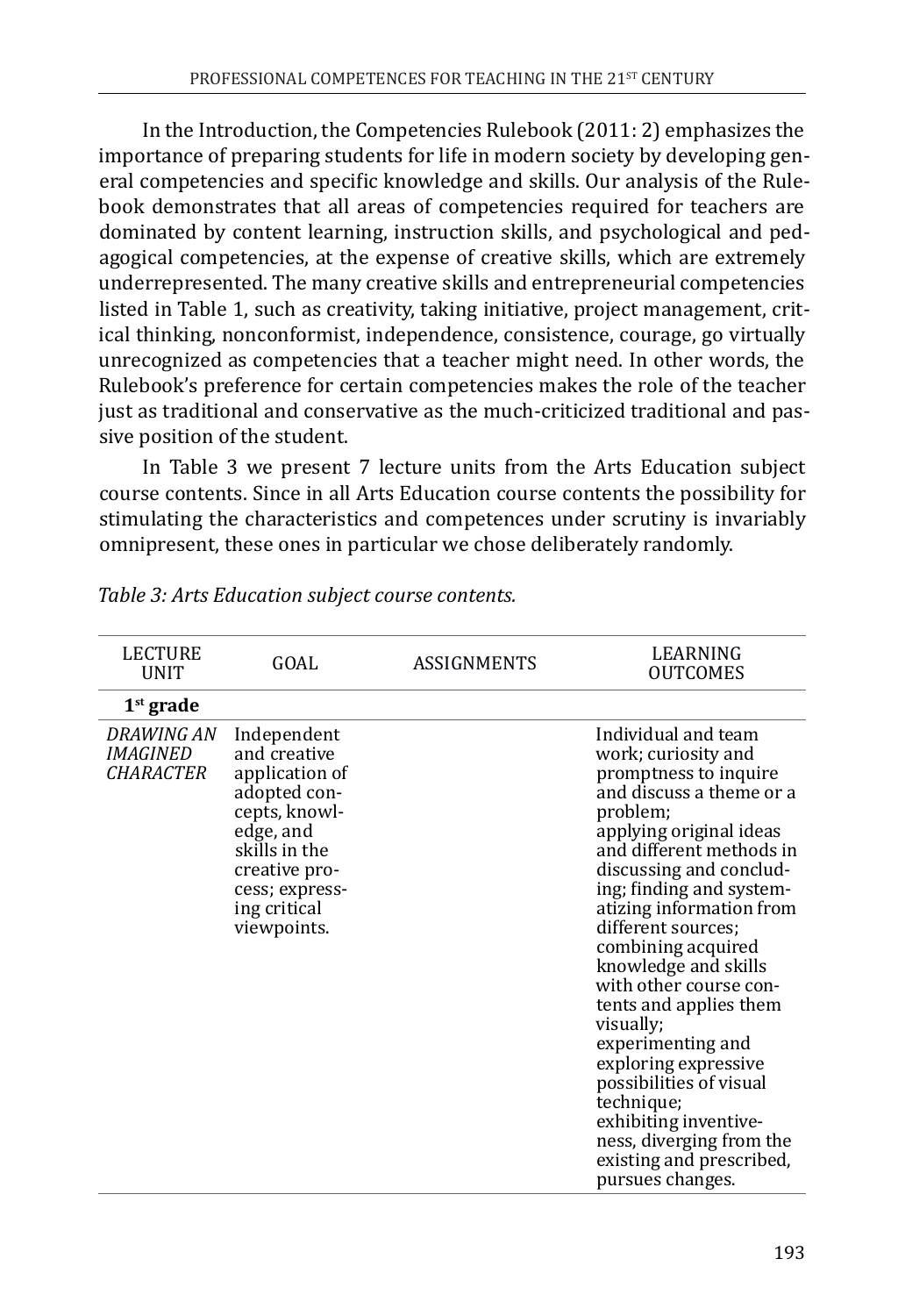In the Introduction, the Competencies Rulebook (2011: 2) emphasizes the importance of preparing students for life in modern society by developing general competencies and specific knowledge and skills. Our analysis of the Rulebook demonstrates that all areas of competencies required for teachers are dominated by content learning, instruction skills, and psychological and pedagogical competencies, at the expense of creative skills, which are extremely underrepresented. The many creative skills and entrepreneurial competencies listed in Table 1, such as creativity, taking initiative, project management, critical thinking, nonconformist, independence, consistence, courage, go virtually unrecognized as competencies that a teacher might need. In other words, the Rulebook's preference for certain competencies makes the role of the teacher just as traditional and conservative as the much-criticized traditional and passive position of the student.

In Table 3 we present 7 lecture units from the Arts Education subject course contents. Since in all Arts Education course contents the possibility for stimulating the characteristics and competences under scrutiny is invariably omnipresent, these ones in particular we chose deliberately randomly.

*Table 3: Arts Education subject course contents.*

| LECTURE UNIT | GOAL | ASSIGNMENTS | LEARNING OUTCOMES |
|---|---|---|---|
| **1st grade** | | | |
| *DRAWING AN IMAGINED CHARACTER* | Independent and creative application of adopted concepts, knowledge, and skills in the creative process; expressing critical viewpoints. | | Individual and team work; curiosity and promptness to inquire and discuss a theme or a problem; applying original ideas and different methods in discussing and concluding; finding and systematizing information from different sources; combining acquired knowledge and skills with other course contents and applies them visually; experimenting and exploring expressive possibilities of visual technique; exhibiting inventiveness, diverging from the existing and prescribed, pursues changes. |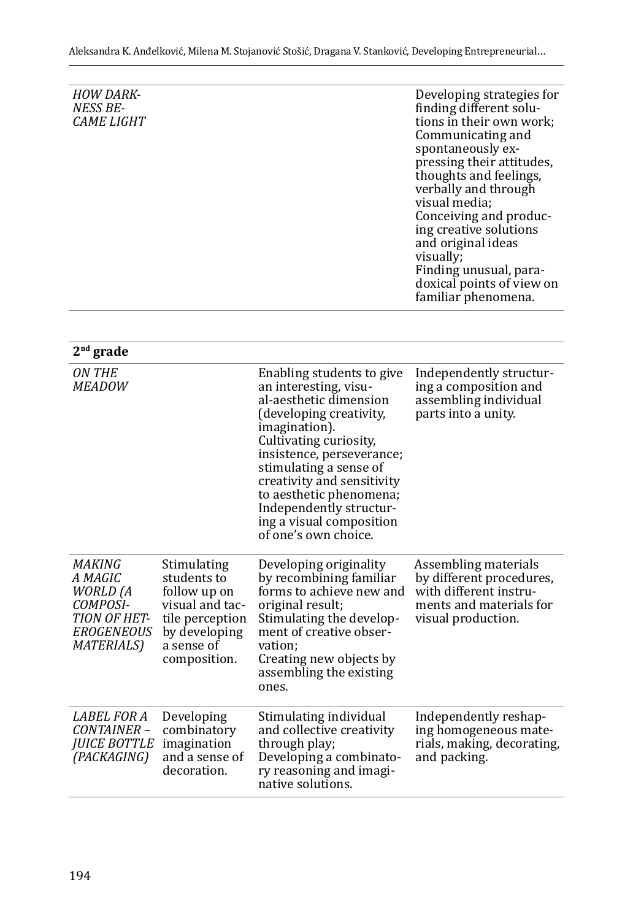| | | | |
|---|---|---|---|
| *HOW DARKNESS BECAME LIGHT* | | | Developing strategies for finding different solutions in their own work; Communicating and spontaneously expressing their attitudes, thoughts and feelings, verbally and through visual media; Conceiving and producing creative solutions and original ideas visually; Finding unusual, paradoxical points of view on familiar phenomena. |

| **2nd grade** | | | |
|---|---|---|---|
| *ON THE MEADOW* | | Enabling students to give an interesting, visual-aesthetic dimension (developing creativity, imagination). Cultivating curiosity, insistence, perseverance; stimulating a sense of creativity and sensitivity to aesthetic phenomena; Independently structuring a visual composition of one's own choice. | Independently structuring a composition and assembling individual parts into a unity. |
| *MAKING A MAGIC WORLD (A COMPOSITION OF HETEROGENEOUS MATERIALS)* | Stimulating students to follow up on visual and tactile perception by developing a sense of composition. | Developing originality by recombining familiar forms to achieve new and original result; Stimulating the development of creative observation; Creating new objects by assembling the existing ones. | Assembling materials by different procedures, with different instruments and materials for visual production. |
| *LABEL FOR A CONTAINER – JUICE BOTTLE (PACKAGING)* | Developing combinatory imagination and a sense of decoration. | Stimulating individual and collective creativity through play; Developing a combinatory reasoning and imaginative solutions. | Independently reshaping homogeneous materials, making, decorating, and packing. |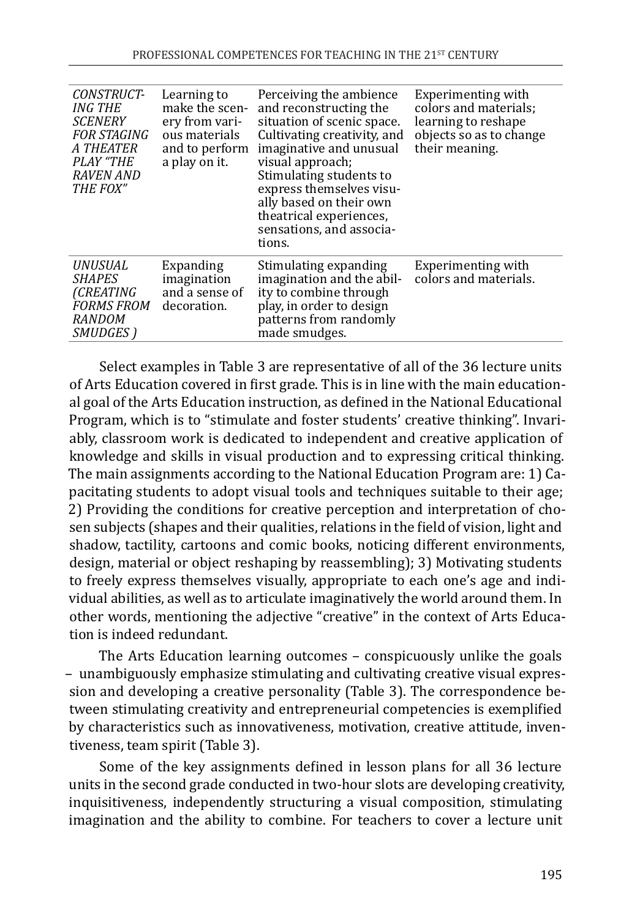| | | | |
|---|---|---|---|
| *CONSTRUCTING THE SCENERY FOR STAGING A THEATER PLAY "THE RAVEN AND THE FOX"* | Learning to make the scenery from various materials and to perform a play on it. | Perceiving the ambience and reconstructing the situation of scenic space. Cultivating creativity, and imaginative and unusual visual approach; Stimulating students to express themselves visually based on their own theatrical experiences, sensations, and associations. | Experimenting with colors and materials; learning to reshape objects so as to change their meaning. |
| *UNUSUAL SHAPES (CREATING FORMS FROM RANDOM SMUDGES )* | Expanding imagination and a sense of decoration. | Stimulating expanding imagination and the ability to combine through play, in order to design patterns from randomly made smudges. | Experimenting with colors and materials. |

Select examples in Table 3 are representative of all of the 36 lecture units of Arts Education covered in first grade. This is in line with the main educational goal of the Arts Education instruction, as defined in the National Educational Program, which is to "stimulate and foster students' creative thinking". Invariably, classroom work is dedicated to independent and creative application of knowledge and skills in visual production and to expressing critical thinking. The main assignments according to the National Education Program are: 1) Capacitating students to adopt visual tools and techniques suitable to their age; 2) Providing the conditions for creative perception and interpretation of chosen subjects (shapes and their qualities, relations in the field of vision, light and shadow, tactility, cartoons and comic books, noticing different environments, design, material or object reshaping by reassembling); 3) Motivating students to freely express themselves visually, appropriate to each one's age and individual abilities, as well as to articulate imaginatively the world around them. In other words, mentioning the adjective "creative" in the context of Arts Education is indeed redundant.

The Arts Education learning outcomes – conspicuously unlike the goals – unambiguously emphasize stimulating and cultivating creative visual expression and developing a creative personality (Table 3). The correspondence between stimulating creativity and entrepreneurial competencies is exemplified by characteristics such as innovativeness, motivation, creative attitude, inventiveness, team spirit (Table 3).

Some of the key assignments defined in lesson plans for all 36 lecture units in the second grade conducted in two-hour slots are developing creativity, inquisitiveness, independently structuring a visual composition, stimulating imagination and the ability to combine. For teachers to cover a lecture unit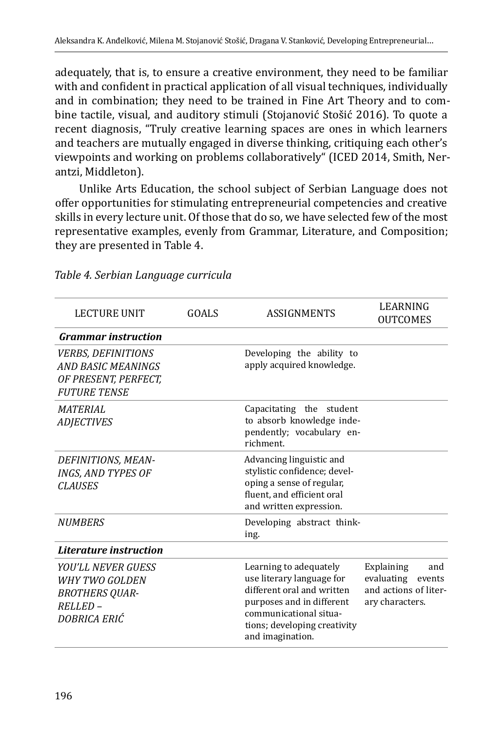adequately, that is, to ensure a creative environment, they need to be familiar with and confident in practical application of all visual techniques, individually and in combination; they need to be trained in Fine Art Theory and to combine tactile, visual, and auditory stimuli (Stojanović Stošić 2016). To quote a recent diagnosis, "Truly creative learning spaces are ones in which learners and teachers are mutually engaged in diverse thinking, critiquing each other's viewpoints and working on problems collaboratively" (ICED 2014, Smith, Nerantzi, Middleton).

Unlike Arts Education, the school subject of Serbian Language does not offer opportunities for stimulating entrepreneurial competencies and creative skills in every lecture unit. Of those that do so, we have selected few of the most representative examples, evenly from Grammar, Literature, and Composition; they are presented in Table 4.

*Table 4. Serbian Language curricula*

| LECTURE UNIT | GOALS | ASSIGNMENTS | LEARNING OUTCOMES |
|---|---|---|---|
| ***Grammar instruction*** | | | |
| *VERBS, DEFINITIONS AND BASIC MEANINGS OF PRESENT, PERFECT, FUTURE TENSE* | | Developing the ability to apply acquired knowledge. | |
| *MATERIAL ADJECTIVES* | | Capacitating the student to absorb knowledge independently; vocabulary enrichment. | |
| *DEFINITIONS, MEANINGS, AND TYPES OF CLAUSES* | | Advancing linguistic and stylistic confidence; developing a sense of regular, fluent, and efficient oral and written expression. | |
| *NUMBERS* | | Developing abstract thinking. | |
| ***Literature instruction*** | | | |
| *YOU'LL NEVER GUESS WHY TWO GOLDEN BROTHERS QUARRELLED – DOBRICA ERIĆ* | | Learning to adequately use literary language for different oral and written purposes and in different communicational situations; developing creativity and imagination. | Explaining and evaluating events and actions of literary characters. |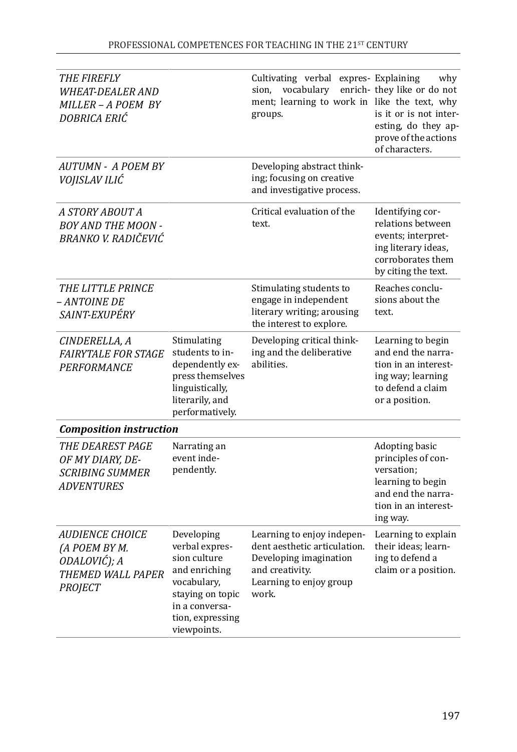| | | | |
|---|---|---|---|
| *THE FIREFLY WHEAT-DEALER AND MILLER – A POEM BY DOBRICA ERIĆ* | | Cultivating verbal expression, vocabulary enrichment; learning to work in groups. | Explaining why they like or do not like the text, why is it or is not interesting, do they approve of the actions of characters. |
| *AUTUMN - A POEM BY VOJISLAV ILIĆ* | | Developing abstract thinking; focusing on creative and investigative process. | |
| *A STORY ABOUT A BOY AND THE MOON - BRANKO V. RADIČEVIĆ* | | Critical evaluation of the text. | Identifying correlations between events; interpreting literary ideas, corroborates them by citing the text. |
| *THE LITTLE PRINCE – ANTOINE DE SAINT-EXUPÉRY* | | Stimulating students to engage in independent literary writing; arousing the interest to explore. | Reaches conclusions about the text. |
| *CINDERELLA, A FAIRYTALE FOR STAGE PERFORMANCE* | Stimulating students to independently express themselves linguistically, literarily, and performatively. | Developing critical thinking and the deliberative abilities. | Learning to begin and end the narration in an interesting way; learning to defend a claim or a position. |
| ***Composition instruction*** | | | |
| *THE DEAREST PAGE OF MY DIARY, DESCRIBING SUMMER ADVENTURES* | Narrating an event independently. | | Adopting basic principles of conversation; learning to begin and end the narration in an interesting way. |
| *AUDIENCE CHOICE (A POEM BY M. ODALOVIĆ); A THEMED WALL PAPER PROJECT* | Developing verbal expression culture and enriching vocabulary, staying on topic in a conversation, expressing viewpoints. | Learning to enjoy independent aesthetic articulation. Developing imagination and creativity. Learning to enjoy group work. | Learning to explain their ideas; learning to defend a claim or a position. |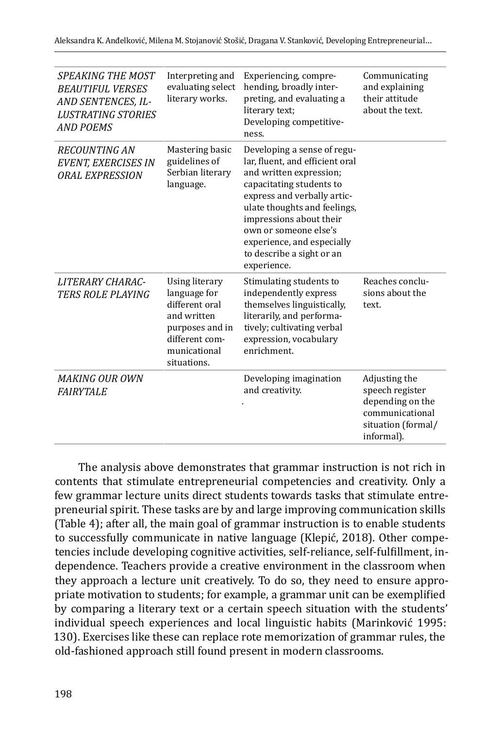| | | | |
|---|---|---|---|
| *SPEAKING THE MOST BEAUTIFUL VERSES AND SENTENCES, ILLUSTRATING STORIES AND POEMS* | Interpreting and evaluating select literary works. | Experiencing, comprehending, broadly interpreting, and evaluating a literary text; Developing competitiveness. | Communicating and explaining their attitude about the text. |
| *RECOUNTING AN EVENT, EXERCISES IN ORAL EXPRESSION* | Mastering basic guidelines of Serbian literary language. | Developing a sense of regular, fluent, and efficient oral and written expression; capacitating students to express and verbally articulate thoughts and feelings, impressions about their own or someone else's experience, and especially to describe a sight or an experience. | |
| *LITERARY CHARACTERS ROLE PLAYING* | Using literary language for different oral and written purposes and in different communicational situations. | Stimulating students to independently express themselves linguistically, literarily, and performatively; cultivating verbal expression, vocabulary enrichment. | Reaches conclusions about the text. |
| *MAKING OUR OWN FAIRYTALE* | | Developing imagination and creativity. | Adjusting the speech register depending on the communicational situation (formal/informal). |

The analysis above demonstrates that grammar instruction is not rich in contents that stimulate entrepreneurial competencies and creativity. Only a few grammar lecture units direct students towards tasks that stimulate entrepreneurial spirit. These tasks are by and large improving communication skills (Table 4); after all, the main goal of grammar instruction is to enable students to successfully communicate in native language (Klepić, 2018). Other competencies include developing cognitive activities, self-reliance, self-fulfillment, independence. Teachers provide a creative environment in the classroom when they approach a lecture unit creatively. To do so, they need to ensure appropriate motivation to students; for example, a grammar unit can be exemplified by comparing a literary text or a certain speech situation with the students' individual speech experiences and local linguistic habits (Marinković 1995: 130). Exercises like these can replace rote memorization of grammar rules, the old-fashioned approach still found present in modern classrooms.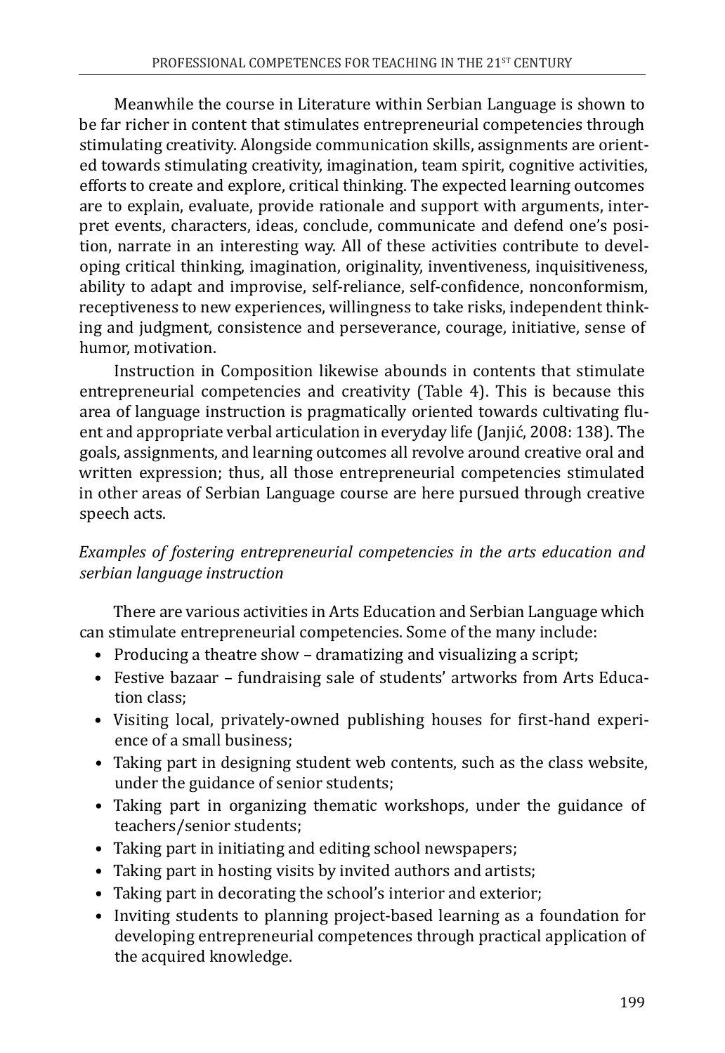Meanwhile the course in Literature within Serbian Language is shown to be far richer in content that stimulates entrepreneurial competencies through stimulating creativity. Alongside communication skills, assignments are oriented towards stimulating creativity, imagination, team spirit, cognitive activities, efforts to create and explore, critical thinking. The expected learning outcomes are to explain, evaluate, provide rationale and support with arguments, interpret events, characters, ideas, conclude, communicate and defend one's position, narrate in an interesting way. All of these activities contribute to developing critical thinking, imagination, originality, inventiveness, inquisitiveness, ability to adapt and improvise, self-reliance, self-confidence, nonconformism, receptiveness to new experiences, willingness to take risks, independent thinking and judgment, consistence and perseverance, courage, initiative, sense of humor, motivation.

Instruction in Composition likewise abounds in contents that stimulate entrepreneurial competencies and creativity (Table 4). This is because this area of language instruction is pragmatically oriented towards cultivating fluent and appropriate verbal articulation in everyday life (Janjić, 2008: 138). The goals, assignments, and learning outcomes all revolve around creative oral and written expression; thus, all those entrepreneurial competencies stimulated in other areas of Serbian Language course are here pursued through creative speech acts.

*Examples of fostering entrepreneurial competencies in the arts education and serbian language instruction*

There are various activities in Arts Education and Serbian Language which can stimulate entrepreneurial competencies. Some of the many include:

- Producing a theatre show – dramatizing and visualizing a script;
- Festive bazaar – fundraising sale of students' artworks from Arts Education class;
- Visiting local, privately-owned publishing houses for first-hand experience of a small business;
- Taking part in designing student web contents, such as the class website, under the guidance of senior students;
- Taking part in organizing thematic workshops, under the guidance of teachers/senior students;
- Taking part in initiating and editing school newspapers;
- Taking part in hosting visits by invited authors and artists;
- Taking part in decorating the school's interior and exterior;
- Inviting students to planning project-based learning as a foundation for developing entrepreneurial competences through practical application of the acquired knowledge.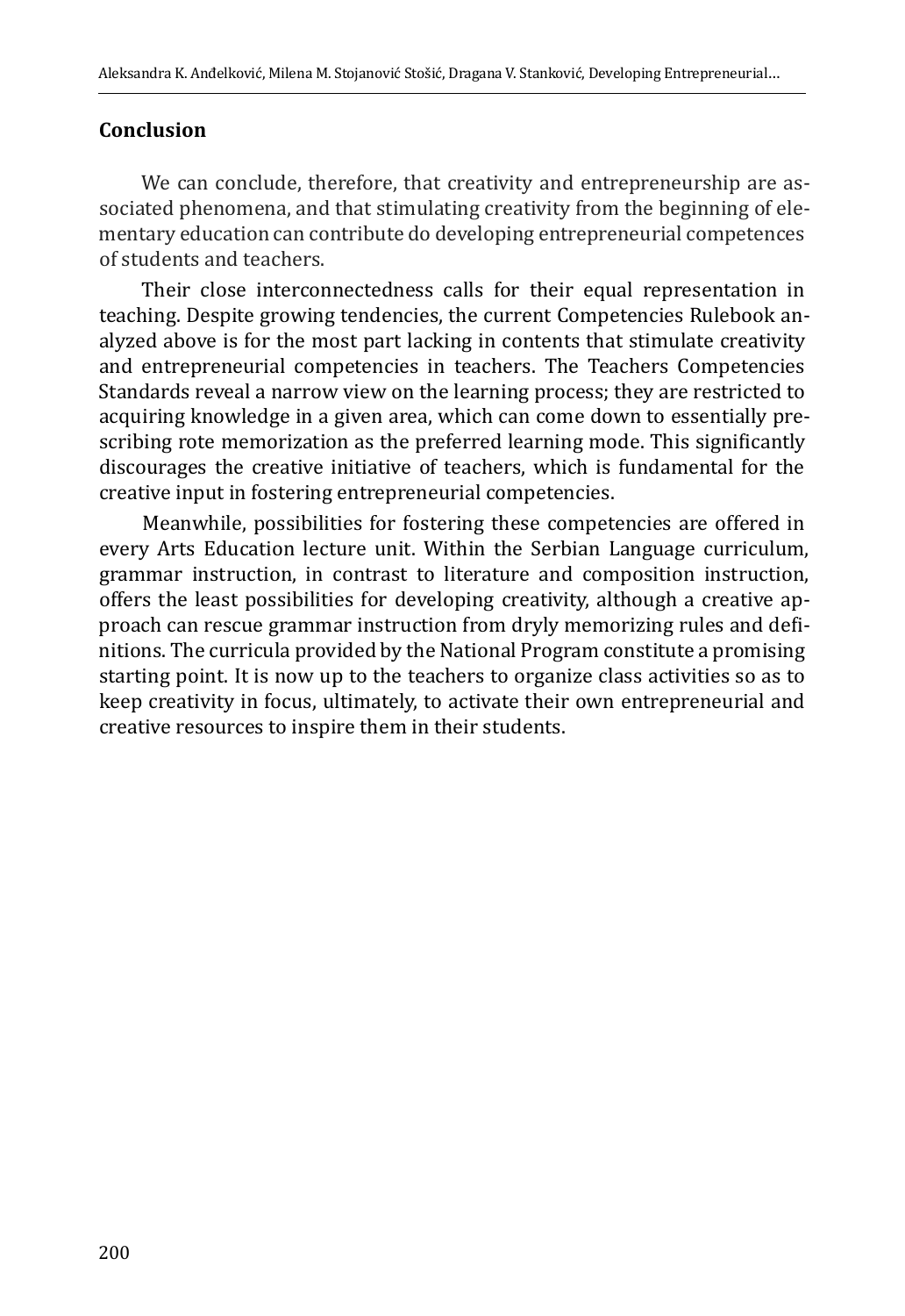## Conclusion

We can conclude, therefore, that creativity and entrepreneurship are associated phenomena, and that stimulating creativity from the beginning of elementary education can contribute do developing entrepreneurial competences of students and teachers.

Their close interconnectedness calls for their equal representation in teaching. Despite growing tendencies, the current Competencies Rulebook analyzed above is for the most part lacking in contents that stimulate creativity and entrepreneurial competencies in teachers. The Teachers Competencies Standards reveal a narrow view on the learning process; they are restricted to acquiring knowledge in a given area, which can come down to essentially prescribing rote memorization as the preferred learning mode. This significantly discourages the creative initiative of teachers, which is fundamental for the creative input in fostering entrepreneurial competencies.

Meanwhile, possibilities for fostering these competencies are offered in every Arts Education lecture unit. Within the Serbian Language curriculum, grammar instruction, in contrast to literature and composition instruction, offers the least possibilities for developing creativity, although a creative approach can rescue grammar instruction from dryly memorizing rules and definitions. The curricula provided by the National Program constitute a promising starting point. It is now up to the teachers to organize class activities so as to keep creativity in focus, ultimately, to activate their own entrepreneurial and creative resources to inspire them in their students.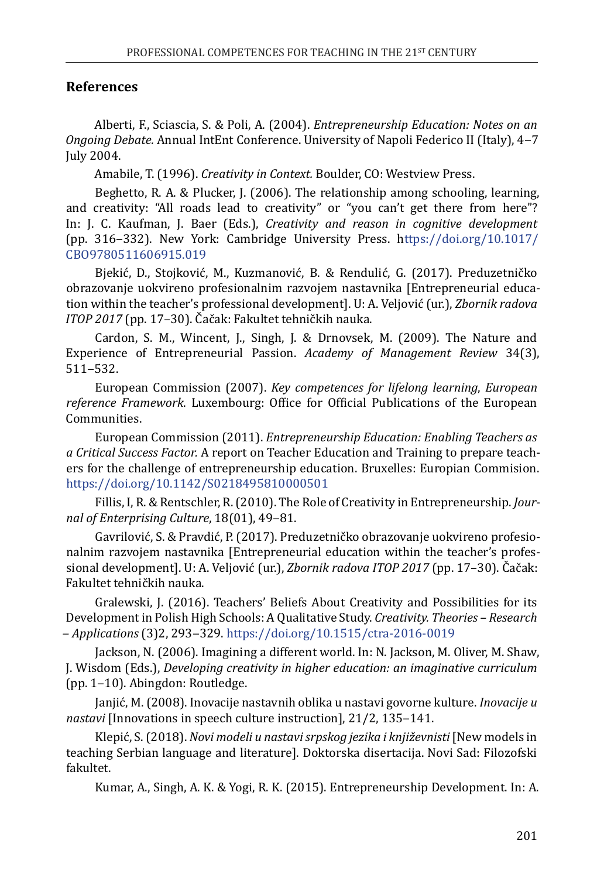## References

Alberti, F., Sciascia, S. & Poli, A. (2004). *Entrepreneurship Education: Notes on an Ongoing Debate.* Annual IntEnt Conference. University of Napoli Federico II (Italy), 4–7 July 2004.

Amabile, T. (1996). *Creativity in Context.* Boulder, CO: Westview Press.

Beghetto, R. A. & Plucker, J. (2006). The relationship among schooling, learning, and creativity: "All roads lead to creativity" or "you can't get there from here"? In: J. C. Kaufman, J. Baer (Eds.), *Creativity and reason in cognitive development* (pp. 316–332). New York: Cambridge University Press. https://doi.org/10.1017/CBO9780511606915.019

Bjekić, D., Stojković, M., Kuzmanović, B. & Rendulić, G. (2017). Preduzetničko obrazovanje uokvireno profesionalnim razvojem nastavnika [Entrepreneurial education within the teacher's professional development]. U: A. Veljović (ur.), *Zbornik radova ITOP 2017* (pp. 17–30). Čačak: Fakultet tehničkih nauka.

Cardon, S. M., Wincent, J., Singh, J. & Drnovsek, M. (2009). The Nature and Experience of Entrepreneurial Passion. *Academy of Management Review* 34(3), 511–532.

European Commission (2007). *Key competences for lifelong learning, European reference Framework*. Luxembourg: Office for Official Publications of the European Communities.

European Commission (2011). *Entrepreneurship Education: Enabling Teachers as a Critical Success Factor.* A report on Teacher Education and Training to prepare teachers for the challenge of entrepreneurship education. Bruxelles: Europian Commision. https://doi.org/10.1142/S0218495810000501

Fillis, I, R. & Rentschler, R. (2010). The Role of Creativity in Entrepreneurship. *Journal of Enterprising Culture*, 18(01), 49–81.

Gavrilović, S. & Pravdić, P. (2017). Preduzetničko obrazovanje uokvireno profesionalnim razvojem nastavnika [Entrepreneurial education within the teacher's professional development]. U: A. Veljović (ur.), *Zbornik radova ITOP 2017* (pp. 17–30). Čačak: Fakultet tehničkih nauka.

Gralewski, J. (2016). Teachers' Beliefs About Creativity and Possibilities for its Development in Polish High Schools: A Qualitative Study. *Creativity. Theories – Research – Applications* (3)2, 293–329. https://doi.org/10.1515/ctra-2016-0019

Jackson, N. (2006). Imagining a different world. In: N. Jackson, M. Oliver, M. Shaw, J. Wisdom (Eds.), *Developing creativity in higher education: an imaginative curriculum* (pp. 1–10). Abingdon: Routledge.

Janjić, M. (2008). Inovacije nastavnih oblika u nastavi govorne kulture. *Inovacije u nastavi* [Innovations in speech culture instruction], 21/2, 135–141.

Klepić, S. (2018). *Novi modeli u nastavi srpskog jezika i književnosti* [New models in teaching Serbian language and literature]. Doktorska disertacija. Novi Sad: Filozofski fakultet.

Kumar, A., Singh, A. K. & Yogi, R. K. (2015). Entrepreneurship Development. In: A.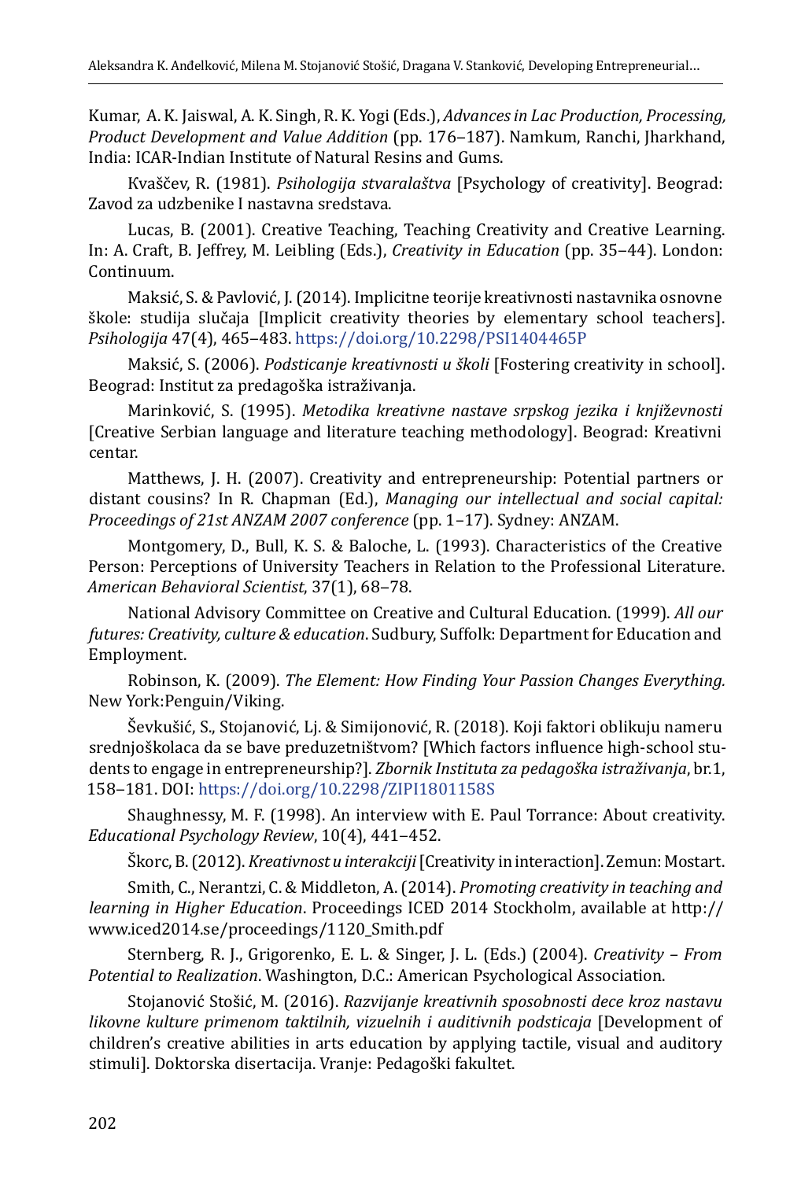Kumar, A. K. Jaiswal, A. K. Singh, R. K. Yogi (Eds.), *Advances in Lac Production, Processing, Product Development and Value Addition* (pp. 176–187). Namkum, Ranchi, Jharkhand, India: ICAR-Indian Institute of Natural Resins and Gums.

Kvaščev, R. (1981). *Psihologija stvaralaštva* [Psychology of creativity]. Beograd: Zavod za udzbenike I nastavna sredstava.

Lucas, B. (2001). Creative Teaching, Teaching Creativity and Creative Learning. In: A. Craft, B. Jeffrey, M. Leibling (Eds.), *Creativity in Education* (pp. 35–44). London: Continuum.

Maksić, S. & Pavlović, J. (2014). Implicitne teorije kreativnosti nastavnika osnovne škole: studija slučaja [Implicit creativity theories by elementary school teachers]. *Psihologija* 47(4), 465–483. https://doi.org/10.2298/PSI1404465P

Maksić, S. (2006). *Podsticanje kreativnosti u školi* [Fostering creativity in school]. Beograd: Institut za predagoška istraživanja.

Marinković, S. (1995). *Metodika kreativne nastave srpskog jezika i književnosti* [Creative Serbian language and literature teaching methodology]. Beograd: Kreativni centar.

Matthews, J. H. (2007). Creativity and entrepreneurship: Potential partners or distant cousins? In R. Chapman (Ed.), *Managing our intellectual and social capital: Proceedings of 21st ANZAM 2007 conference* (pp. 1–17). Sydney: ANZAM.

Montgomery, D., Bull, K. S. & Baloche, L. (1993). Characteristics of the Creative Person: Perceptions of University Teachers in Relation to the Professional Literature. *American Behavioral Scientist*, 37(1), 68–78.

National Advisory Committee on Creative and Cultural Education. (1999). *All our futures: Creativity, culture & education*. Sudbury, Suffolk: Department for Education and Employment.

Robinson, K. (2009). *The Element: How Finding Your Passion Changes Everything.* New York:Penguin/Viking.

Ševkušić, S., Stojanović, Lj. & Simijonović, R. (2018). Koji faktori oblikuju nameru srednjoškolaca da se bave preduzetništvom? [Which factors influence high-school students to engage in entrepreneurship?]. *Zbornik Instituta za pedagoška istraživanja*, br.1, 158–181. DOI: https://doi.org/10.2298/ZIPI1801158S

Shaughnessy, M. F. (1998). An interview with E. Paul Torrance: About creativity. *Educational Psychology Review*, 10(4), 441–452.

Škorc, B. (2012). *Kreativnost u interakciji* [Creativity in interaction]. Zemun: Mostart.

Smith, C., Nerantzi, C. & Middleton, A. (2014). *Promoting creativity in teaching and learning in Higher Education*. Proceedings ICED 2014 Stockholm, available at http://www.iced2014.se/proceedings/1120_Smith.pdf

Sternberg, R. J., Grigorenko, E. L. & Singer, J. L. (Eds.) (2004). *Creativity – From Potential to Realization*. Washington, D.C.: American Psychological Association.

Stojanović Stošić, M. (2016). *Razvijanje kreativnih sposobnosti dece kroz nastavu likovne kulture primenom taktilnih, vizuelnih i auditivnih podsticaja* [Development of children's creative abilities in arts education by applying tactile, visual and auditory stimuli]. Doktorska disertacija. Vranje: Pedagoški fakultet.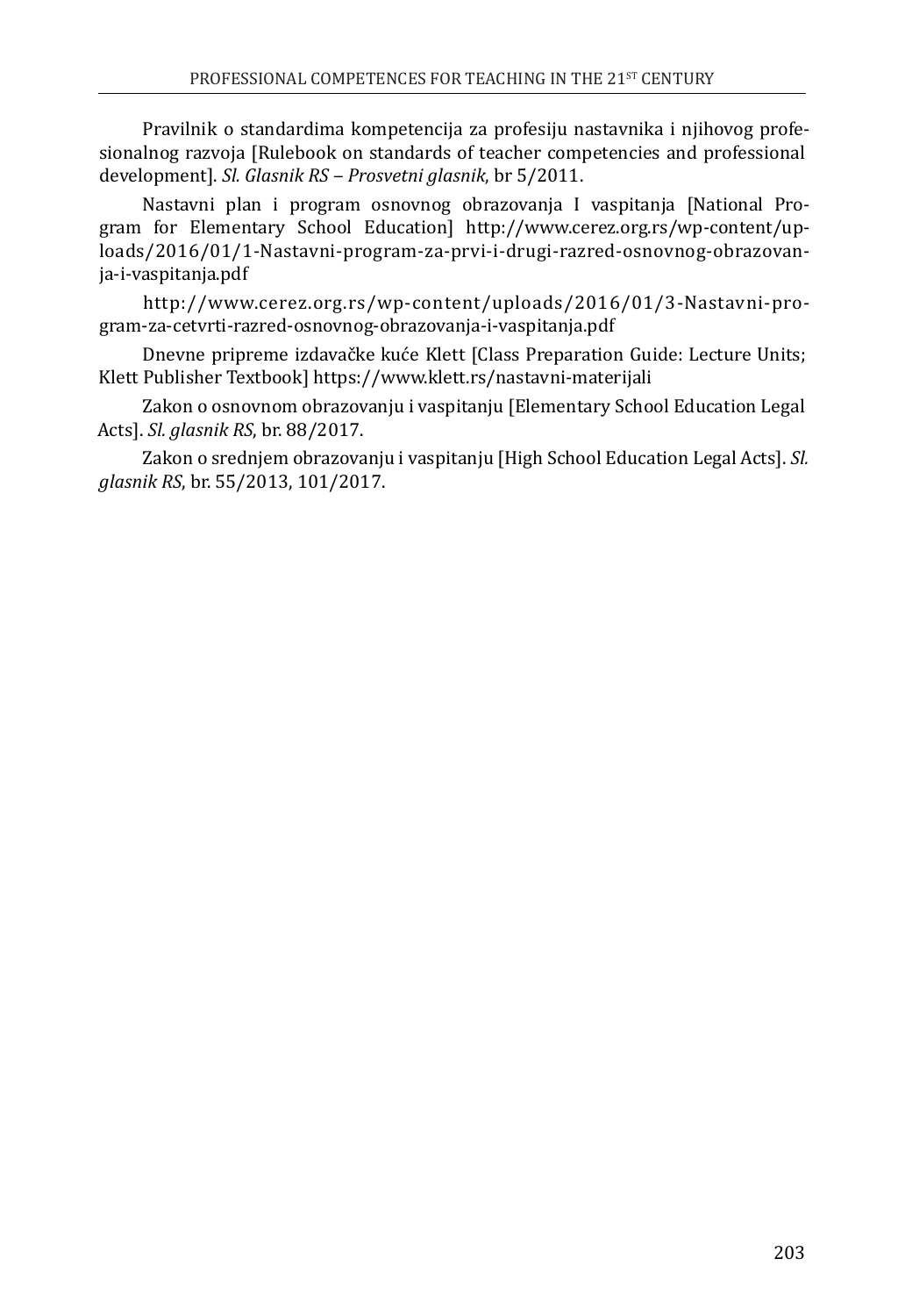Pravilnik o standardima kompetencija za profesiju nastavnika i njihovog profesionalnog razvoja [Rulebook on standards of teacher competencies and professional development]. *Sl. Glasnik RS – Prosvetni glasnik*, br 5/2011.

Nastavni plan i program osnovnog obrazovanja I vaspitanja [National Program for Elementary School Education] http://www.cerez.org.rs/wp-content/uploads/2016/01/1-Nastavni-program-za-prvi-i-drugi-razred-osnovnog-obrazovanja-i-vaspitanja.pdf

http://www.cerez.org.rs/wp-content/uploads/2016/01/3-Nastavni-program-za-cetvrti-razred-osnovnog-obrazovanja-i-vaspitanja.pdf

Dnevne pripreme izdavačke kuće Klett [Class Preparation Guide: Lecture Units; Klett Publisher Textbook] https://www.klett.rs/nastavni-materijali

Zakon o osnovnom obrazovanju i vaspitanju [Elementary School Education Legal Acts]. *Sl. glasnik RS*, br. 88/2017.

Zakon o srednjem obrazovanju i vaspitanju [High School Education Legal Acts]. *Sl. glasnik RS*, br. 55/2013, 101/2017.